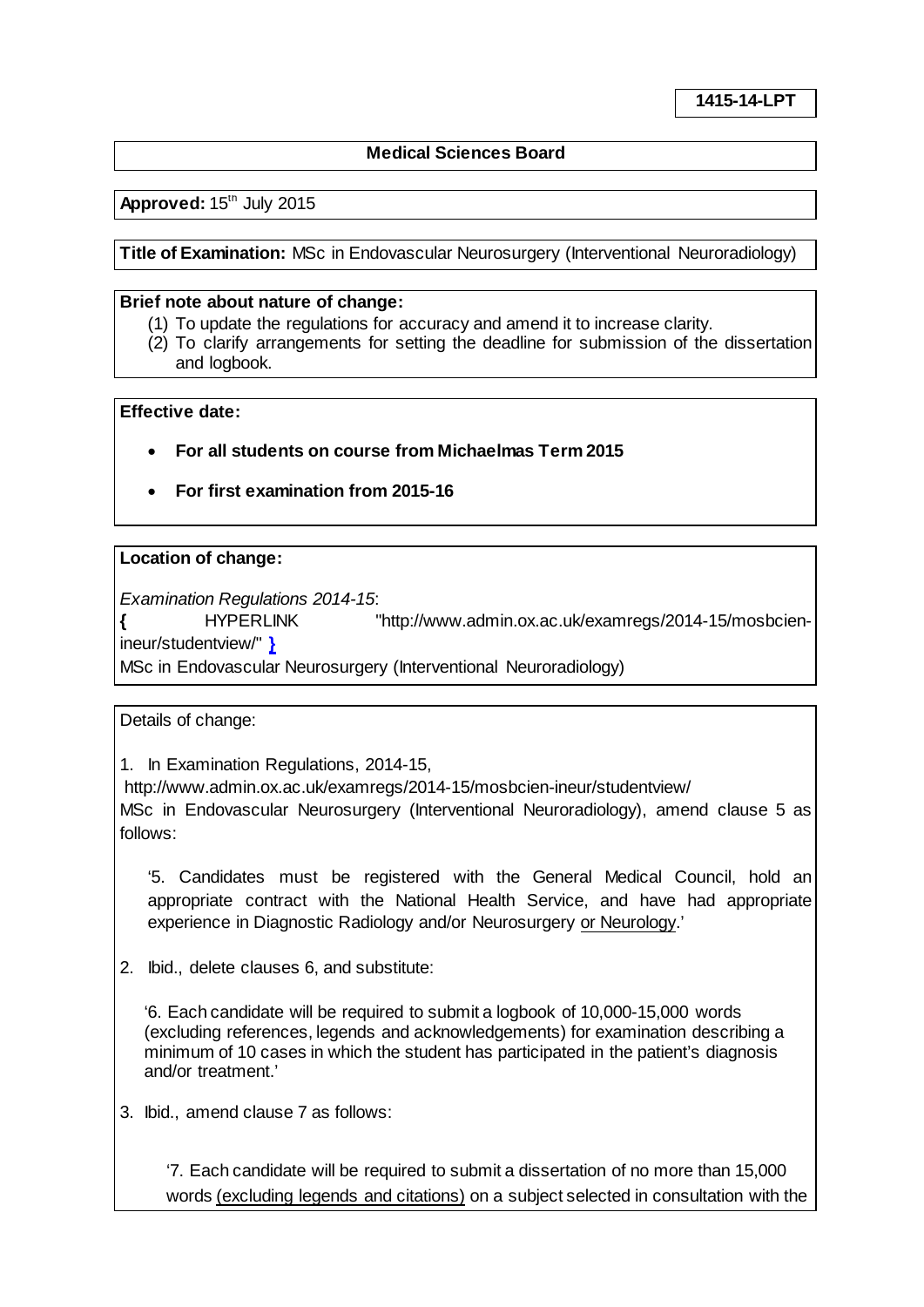**1415-14-LPT**

**Medical Sciences Board**

**Approved:** 15th July 2015

**Title of Examination:** MSc in Endovascular Neurosurgery (Interventional Neuroradiology)

**Brief note about nature of change:**

(1) To update the regulations for accuracy and amend it to increase clarity.
(2) To clarify arrangements for setting the deadline for submission of the dissertation and logbook.

**Effective date:**

- **For all students on course from Michaelmas Term 2015**
- **For first examination from 2015-16**

**Location of change:**

*Examination Regulations 2014-15*:
{ HYPERLINK "http://www.admin.ox.ac.uk/examregs/2014-15/mosbcien-ineur/studentview/" }
MSc in Endovascular Neurosurgery (Interventional Neuroradiology)

Details of change:

1. In Examination Regulations, 2014-15,
http://www.admin.ox.ac.uk/examregs/2014-15/mosbcien-ineur/studentview/
MSc in Endovascular Neurosurgery (Interventional Neuroradiology), amend clause 5 as follows:

   '5. Candidates must be registered with the General Medical Council, hold an appropriate contract with the National Health Service, and have had appropriate experience in Diagnostic Radiology and/or Neurosurgery <u>or Neurology</u>.'

2. Ibid., delete clauses 6, and substitute:

   '6. Each candidate will be required to submit a logbook of 10,000-15,000 words (excluding references, legends and acknowledgements) for examination describing a minimum of 10 cases in which the student has participated in the patient's diagnosis and/or treatment.'

3. Ibid., amend clause 7 as follows:

   '7. Each candidate will be required to submit a dissertation of no more than 15,000 words <u>(excluding legends and citations)</u> on a subject selected in consultation with the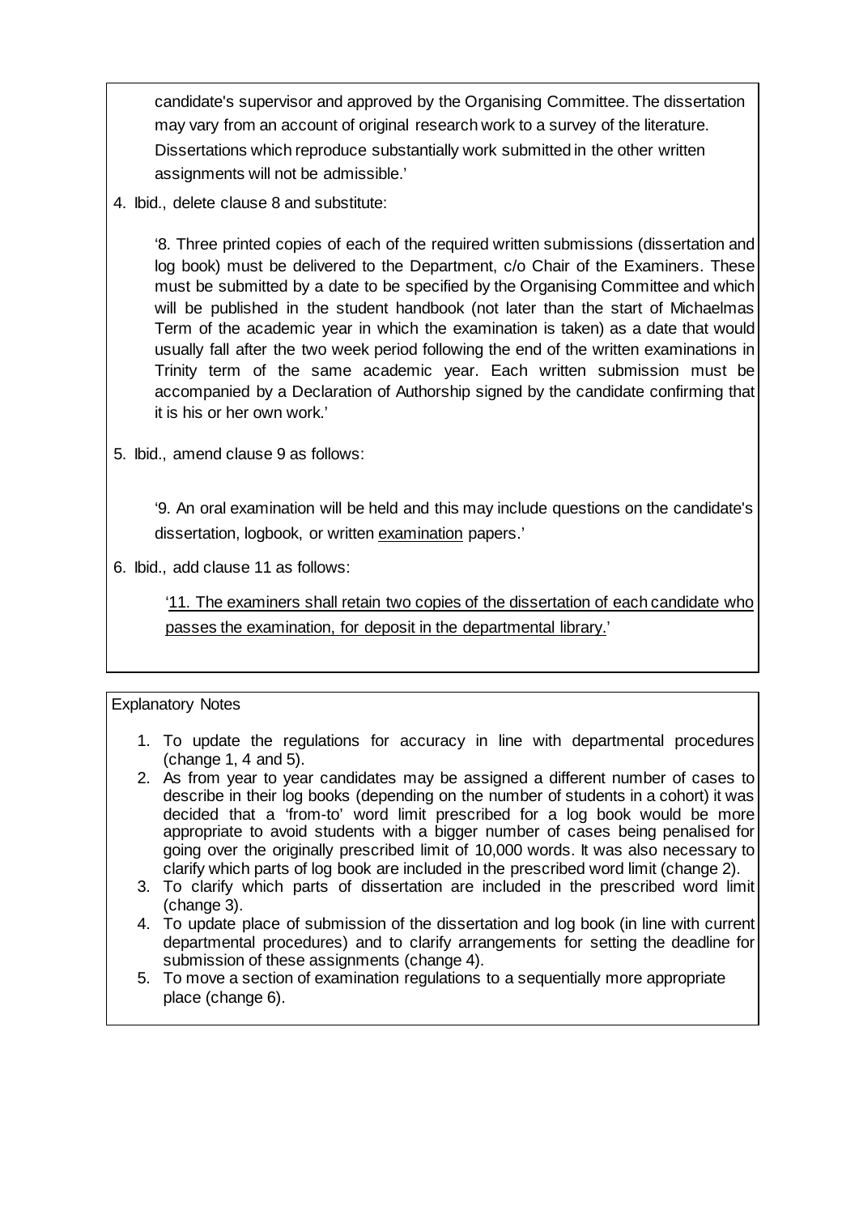candidate's supervisor and approved by the Organising Committee. The dissertation may vary from an account of original research work to a survey of the literature. Dissertations which reproduce substantially work submitted in the other written assignments will not be admissible.'

4. Ibid., delete clause 8 and substitute:

   '8. Three printed copies of each of the required written submissions (dissertation and log book) must be delivered to the Department, c/o Chair of the Examiners. These must be submitted by a date to be specified by the Organising Committee and which will be published in the student handbook (not later than the start of Michaelmas Term of the academic year in which the examination is taken) as a date that would usually fall after the two week period following the end of the written examinations in Trinity term of the same academic year. Each written submission must be accompanied by a Declaration of Authorship signed by the candidate confirming that it is his or her own work.'

5. Ibid., amend clause 9 as follows:

   '9. An oral examination will be held and this may include questions on the candidate's dissertation, logbook, or written examination papers.'

6. Ibid., add clause 11 as follows:

   '11. The examiners shall retain two copies of the dissertation of each candidate who passes the examination, for deposit in the departmental library.'

Explanatory Notes

1. To update the regulations for accuracy in line with departmental procedures (change 1, 4 and 5).
2. As from year to year candidates may be assigned a different number of cases to describe in their log books (depending on the number of students in a cohort) it was decided that a 'from-to' word limit prescribed for a log book would be more appropriate to avoid students with a bigger number of cases being penalised for going over the originally prescribed limit of 10,000 words. It was also necessary to clarify which parts of log book are included in the prescribed word limit (change 2).
3. To clarify which parts of dissertation are included in the prescribed word limit (change 3).
4. To update place of submission of the dissertation and log book (in line with current departmental procedures) and to clarify arrangements for setting the deadline for submission of these assignments (change 4).
5. To move a section of examination regulations to a sequentially more appropriate place (change 6).